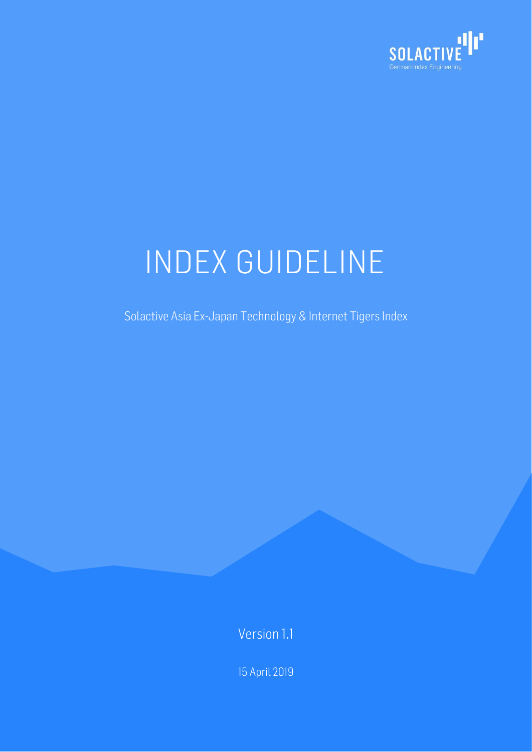SOLACTIVE
German Index Engineering

# INDEX GUIDELINE

Solactive Asia Ex-Japan Technology & Internet Tigers Index

Version 1.1

15 April 2019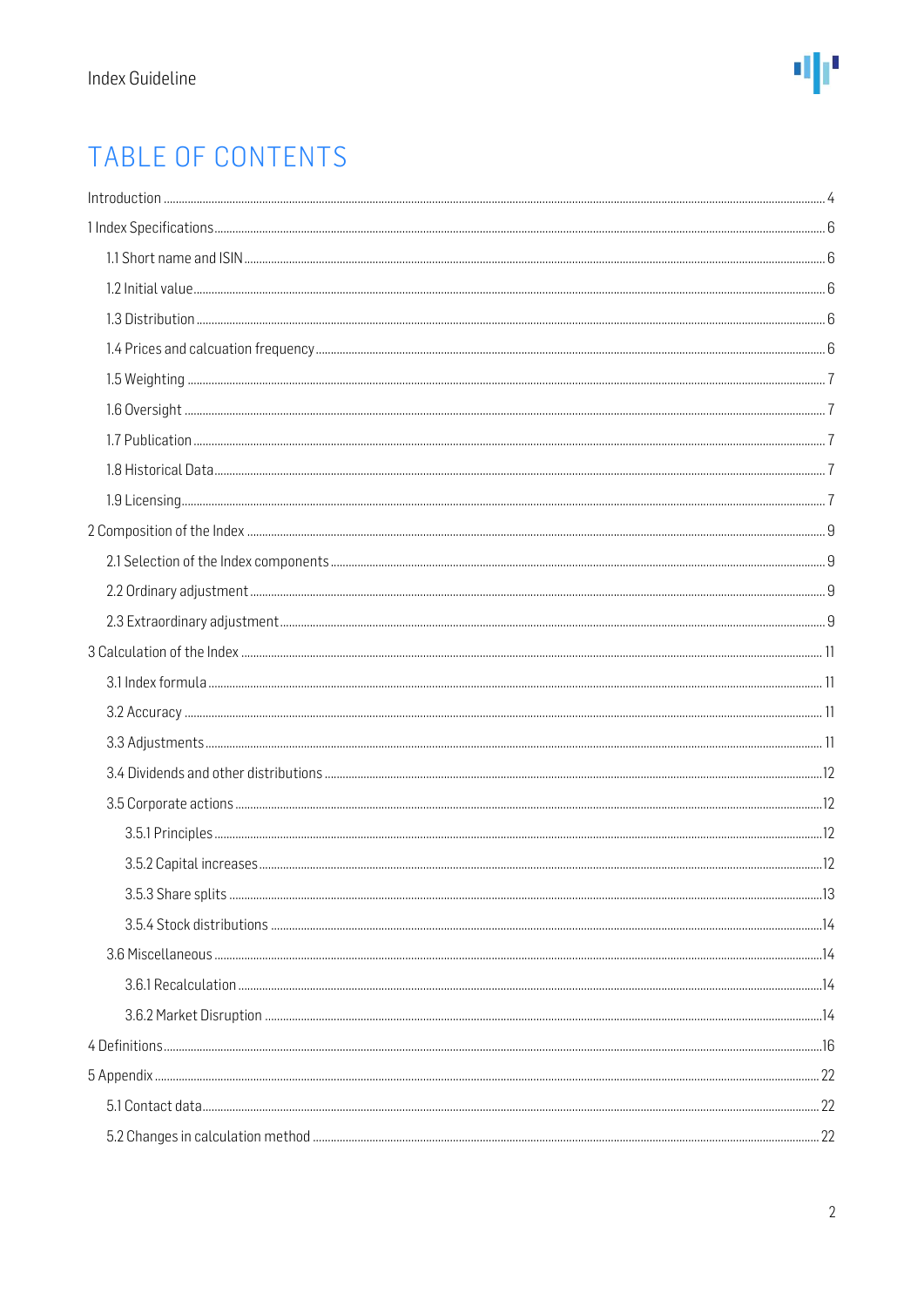# TABLE OF CONTENTS

Introduction .... 4

1 Index Specifications .... 6

- 1.1 Short name and ISIN .... 6
- 1.2 Initial value .... 6
- 1.3 Distribution .... 6
- 1.4 Prices and calcuation frequency .... 6
- 1.5 Weighting .... 7
- 1.6 Oversight .... 7
- 1.7 Publication .... 7
- 1.8 Historical Data .... 7
- 1.9 Licensing .... 7

2 Composition of the Index .... 9

- 2.1 Selection of the Index components .... 9
- 2.2 Ordinary adjustment .... 9
- 2.3 Extraordinary adjustment .... 9

3 Calculation of the Index .... 11

- 3.1 Index formula .... 11
- 3.2 Accuracy .... 11
- 3.3 Adjustments .... 11
- 3.4 Dividends and other distributions .... 12
- 3.5 Corporate actions .... 12
  - 3.5.1 Principles .... 12
  - 3.5.2 Capital increases .... 12
  - 3.5.3 Share splits .... 13
  - 3.5.4 Stock distributions .... 14
- 3.6 Miscellaneous .... 14
  - 3.6.1 Recalculation .... 14
  - 3.6.2 Market Disruption .... 14

4 Definitions .... 16

5 Appendix .... 22

- 5.1 Contact data .... 22
- 5.2 Changes in calculation method .... 22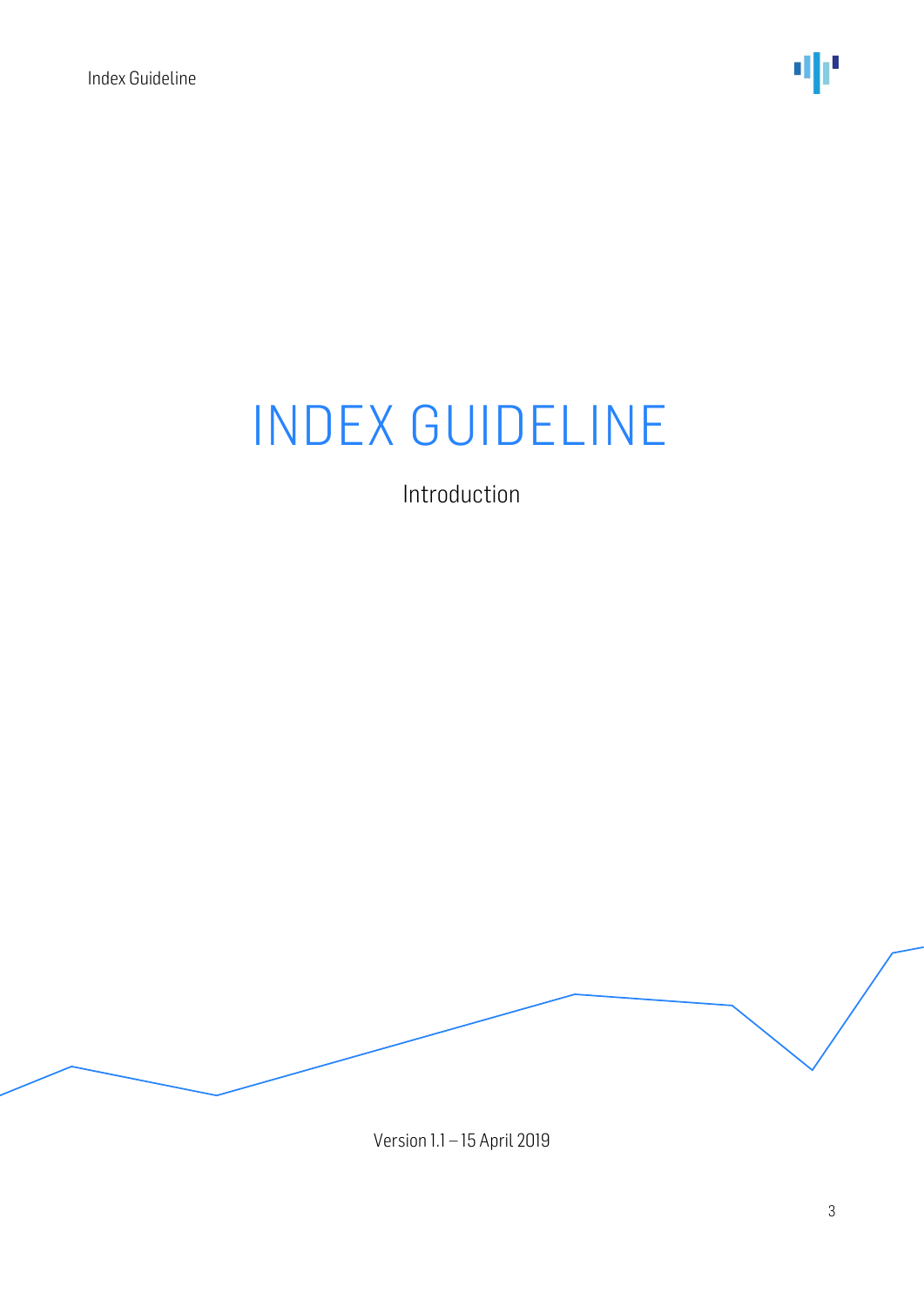# INDEX GUIDELINE

Introduction

Version 1.1 – 15 April 2019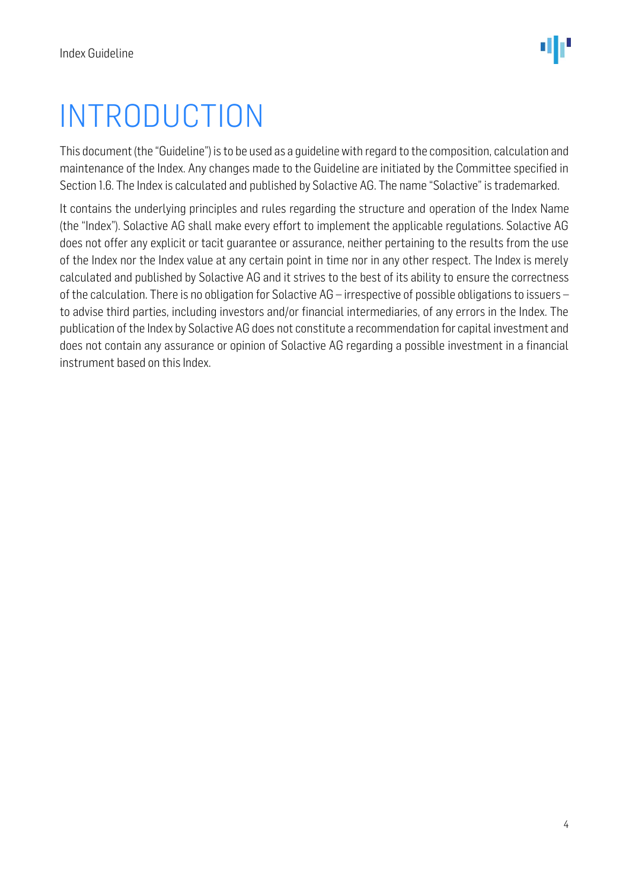# INTRODUCTION

This document (the "Guideline") is to be used as a guideline with regard to the composition, calculation and maintenance of the Index. Any changes made to the Guideline are initiated by the Committee specified in Section 1.6. The Index is calculated and published by Solactive AG. The name "Solactive" is trademarked.

It contains the underlying principles and rules regarding the structure and operation of the Index Name (the "Index"). Solactive AG shall make every effort to implement the applicable regulations. Solactive AG does not offer any explicit or tacit guarantee or assurance, neither pertaining to the results from the use of the Index nor the Index value at any certain point in time nor in any other respect. The Index is merely calculated and published by Solactive AG and it strives to the best of its ability to ensure the correctness of the calculation. There is no obligation for Solactive AG – irrespective of possible obligations to issuers – to advise third parties, including investors and/or financial intermediaries, of any errors in the Index. The publication of the Index by Solactive AG does not constitute a recommendation for capital investment and does not contain any assurance or opinion of Solactive AG regarding a possible investment in a financial instrument based on this Index.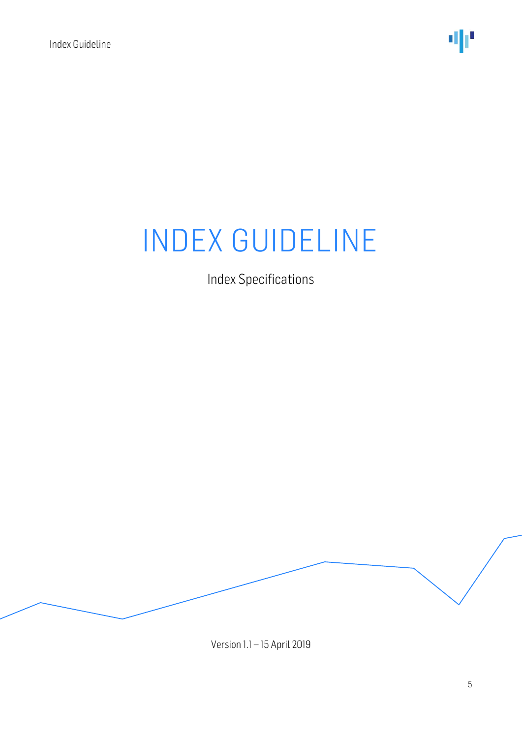# INDEX GUIDELINE

Index Specifications

Version 1.1 – 15 April 2019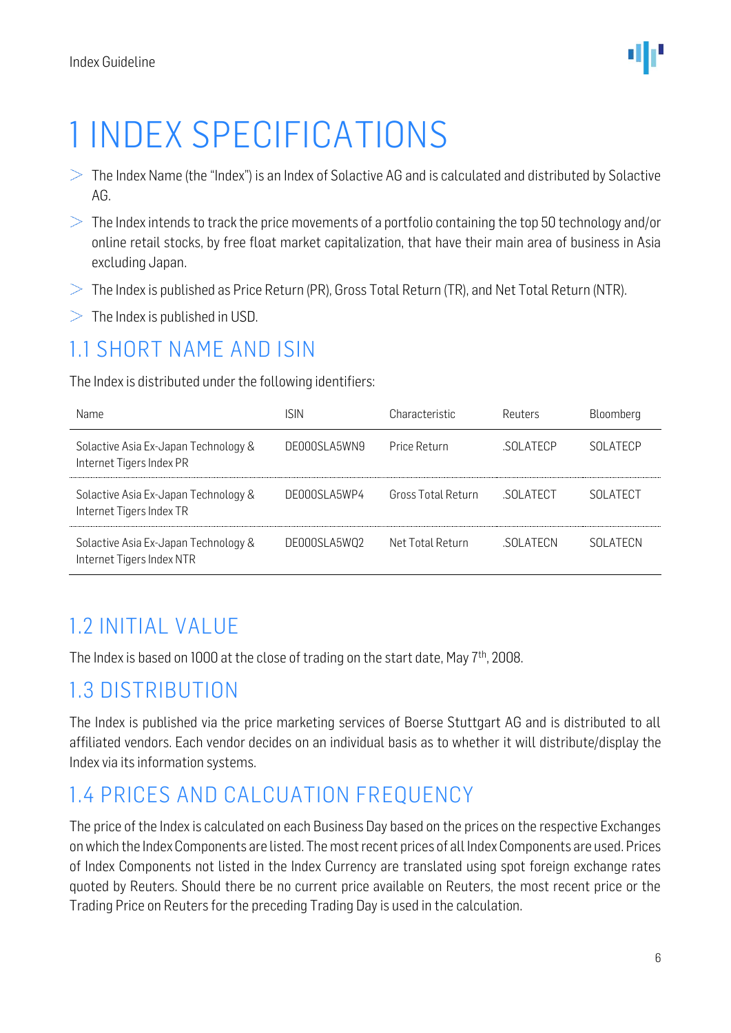# 1 INDEX SPECIFICATIONS

- The Index Name (the "Index") is an Index of Solactive AG and is calculated and distributed by Solactive AG.
- The Index intends to track the price movements of a portfolio containing the top 50 technology and/or online retail stocks, by free float market capitalization, that have their main area of business in Asia excluding Japan.
- The Index is published as Price Return (PR), Gross Total Return (TR), and Net Total Return (NTR).
- The Index is published in USD.

## 1.1 SHORT NAME AND ISIN

The Index is distributed under the following identifiers:

| Name | ISIN | Characteristic | Reuters | Bloomberg |
|---|---|---|---|---|
| Solactive Asia Ex-Japan Technology & Internet Tigers Index PR | DE000SLA5WN9 | Price Return | .SOLATECP | SOLATECP |
| Solactive Asia Ex-Japan Technology & Internet Tigers Index TR | DE000SLA5WP4 | Gross Total Return | .SOLATECT | SOLATECT |
| Solactive Asia Ex-Japan Technology & Internet Tigers Index NTR | DE000SLA5WQ2 | Net Total Return | .SOLATECN | SOLATECN |

## 1.2 INITIAL VALUE

The Index is based on 1000 at the close of trading on the start date, May 7th, 2008.

## 1.3 DISTRIBUTION

The Index is published via the price marketing services of Boerse Stuttgart AG and is distributed to all affiliated vendors. Each vendor decides on an individual basis as to whether it will distribute/display the Index via its information systems.

## 1.4 PRICES AND CALCUATION FREQUENCY

The price of the Index is calculated on each Business Day based on the prices on the respective Exchanges on which the Index Components are listed. The most recent prices of all Index Components are used. Prices of Index Components not listed in the Index Currency are translated using spot foreign exchange rates quoted by Reuters. Should there be no current price available on Reuters, the most recent price or the Trading Price on Reuters for the preceding Trading Day is used in the calculation.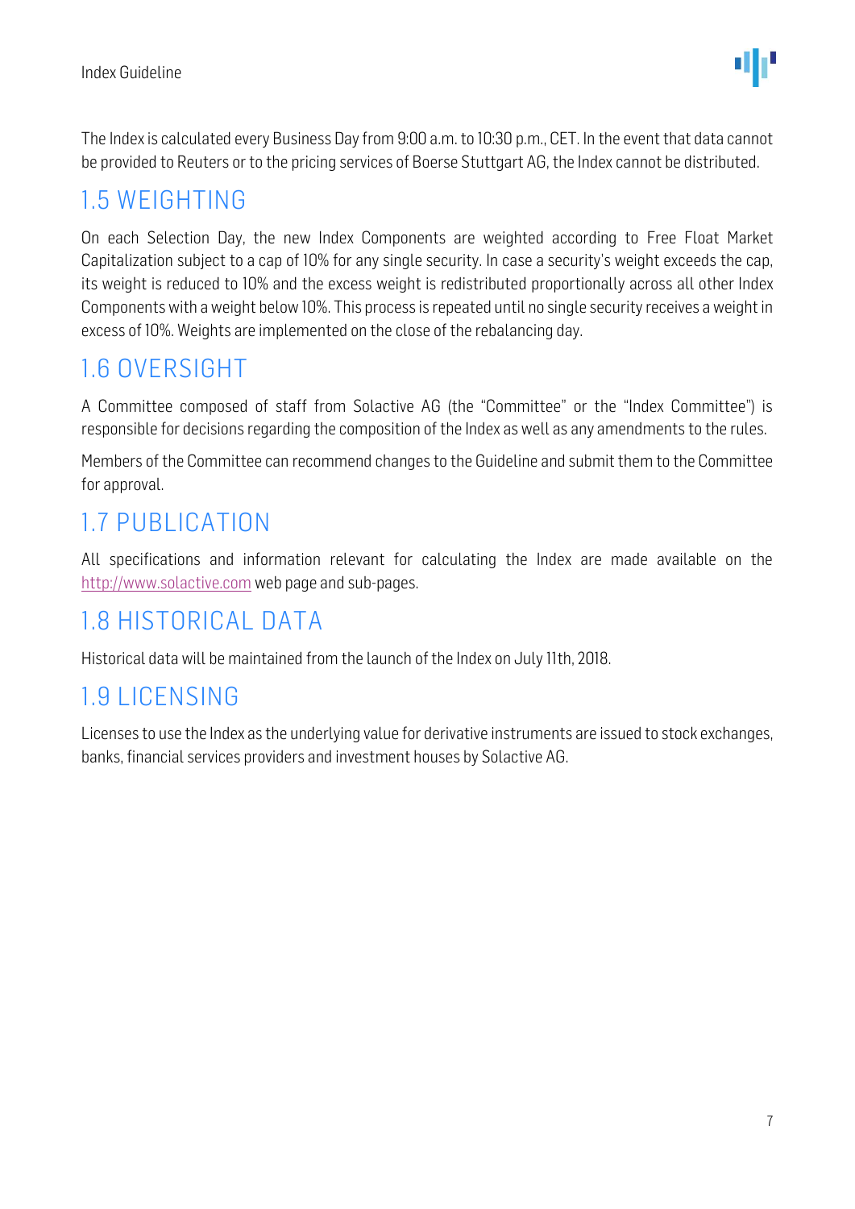The Index is calculated every Business Day from 9:00 a.m. to 10:30 p.m., CET. In the event that data cannot be provided to Reuters or to the pricing services of Boerse Stuttgart AG, the Index cannot be distributed.

## 1.5 WEIGHTING

On each Selection Day, the new Index Components are weighted according to Free Float Market Capitalization subject to a cap of 10% for any single security. In case a security's weight exceeds the cap, its weight is reduced to 10% and the excess weight is redistributed proportionally across all other Index Components with a weight below 10%. This process is repeated until no single security receives a weight in excess of 10%. Weights are implemented on the close of the rebalancing day.

## 1.6 OVERSIGHT

A Committee composed of staff from Solactive AG (the "Committee" or the "Index Committee") is responsible for decisions regarding the composition of the Index as well as any amendments to the rules.

Members of the Committee can recommend changes to the Guideline and submit them to the Committee for approval.

## 1.7 PUBLICATION

All specifications and information relevant for calculating the Index are made available on the http://www.solactive.com web page and sub-pages.

## 1.8 HISTORICAL DATA

Historical data will be maintained from the launch of the Index on July 11th, 2018.

## 1.9 LICENSING

Licenses to use the Index as the underlying value for derivative instruments are issued to stock exchanges, banks, financial services providers and investment houses by Solactive AG.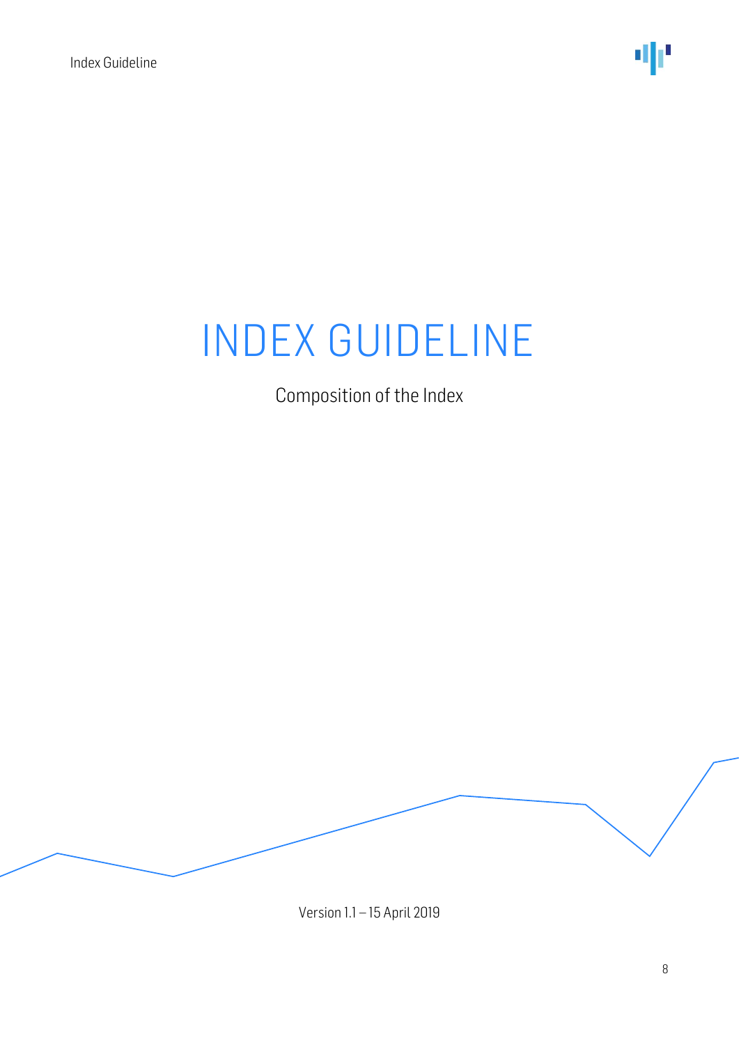# INDEX GUIDELINE

Composition of the Index

Version 1.1 – 15 April 2019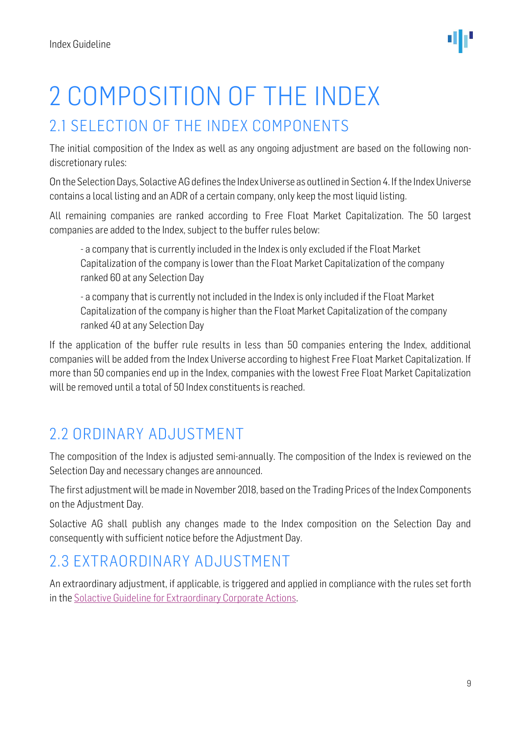# 2 COMPOSITION OF THE INDEX

## 2.1 SELECTION OF THE INDEX COMPONENTS

The initial composition of the Index as well as any ongoing adjustment are based on the following non-discretionary rules:

On the Selection Days, Solactive AG defines the Index Universe as outlined in Section 4. If the Index Universe contains a local listing and an ADR of a certain company, only keep the most liquid listing.

All remaining companies are ranked according to Free Float Market Capitalization. The 50 largest companies are added to the Index, subject to the buffer rules below:

- a company that is currently included in the Index is only excluded if the Float Market Capitalization of the company is lower than the Float Market Capitalization of the company ranked 60 at any Selection Day

- a company that is currently not included in the Index is only included if the Float Market Capitalization of the company is higher than the Float Market Capitalization of the company ranked 40 at any Selection Day

If the application of the buffer rule results in less than 50 companies entering the Index, additional companies will be added from the Index Universe according to highest Free Float Market Capitalization. If more than 50 companies end up in the Index, companies with the lowest Free Float Market Capitalization will be removed until a total of 50 Index constituents is reached.

## 2.2 ORDINARY ADJUSTMENT

The composition of the Index is adjusted semi-annually. The composition of the Index is reviewed on the Selection Day and necessary changes are announced.

The first adjustment will be made in November 2018, based on the Trading Prices of the Index Components on the Adjustment Day.

Solactive AG shall publish any changes made to the Index composition on the Selection Day and consequently with sufficient notice before the Adjustment Day.

## 2.3 EXTRAORDINARY ADJUSTMENT

An extraordinary adjustment, if applicable, is triggered and applied in compliance with the rules set forth in the Solactive Guideline for Extraordinary Corporate Actions.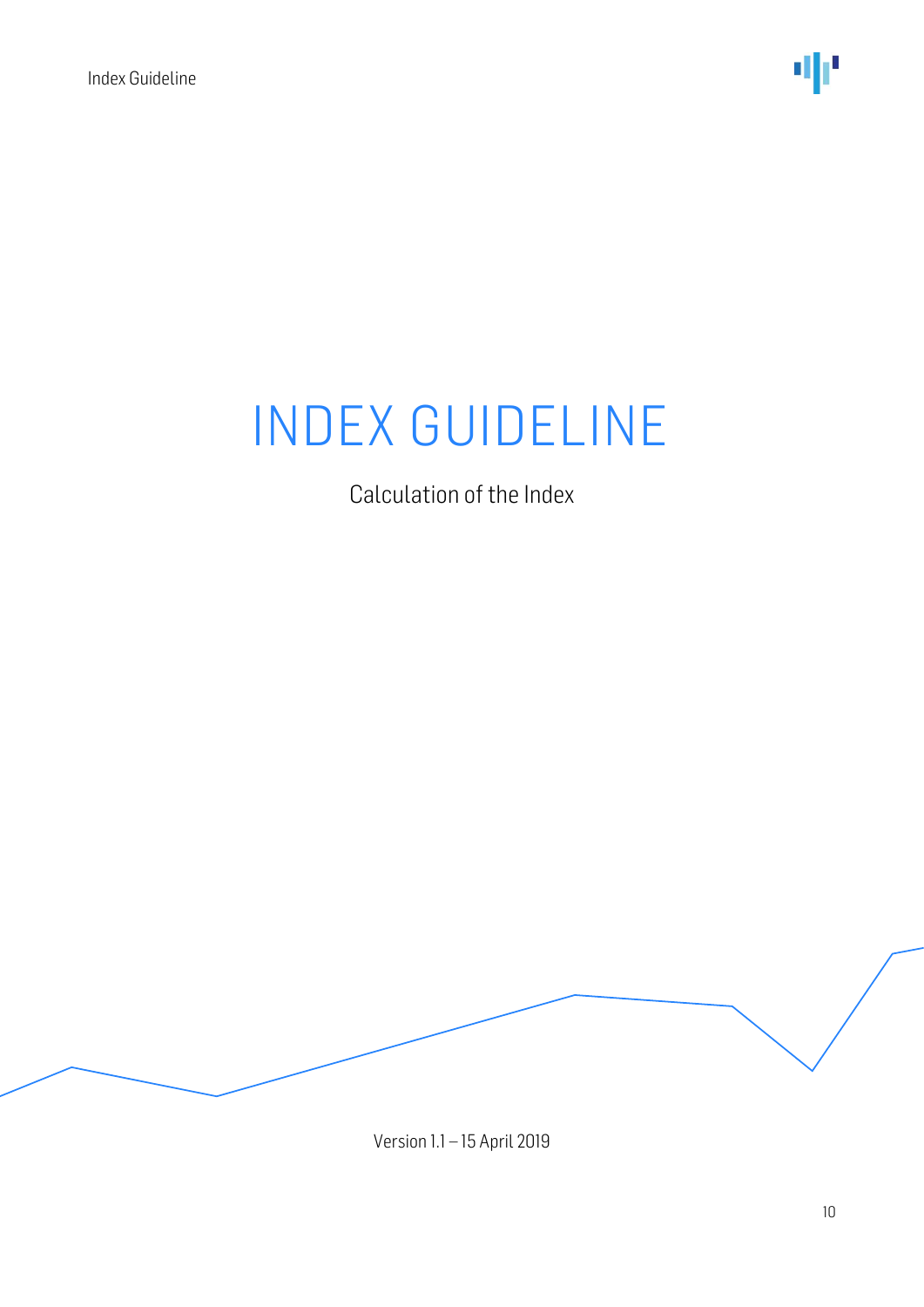# INDEX GUIDELINE

Calculation of the Index

Version 1.1 – 15 April 2019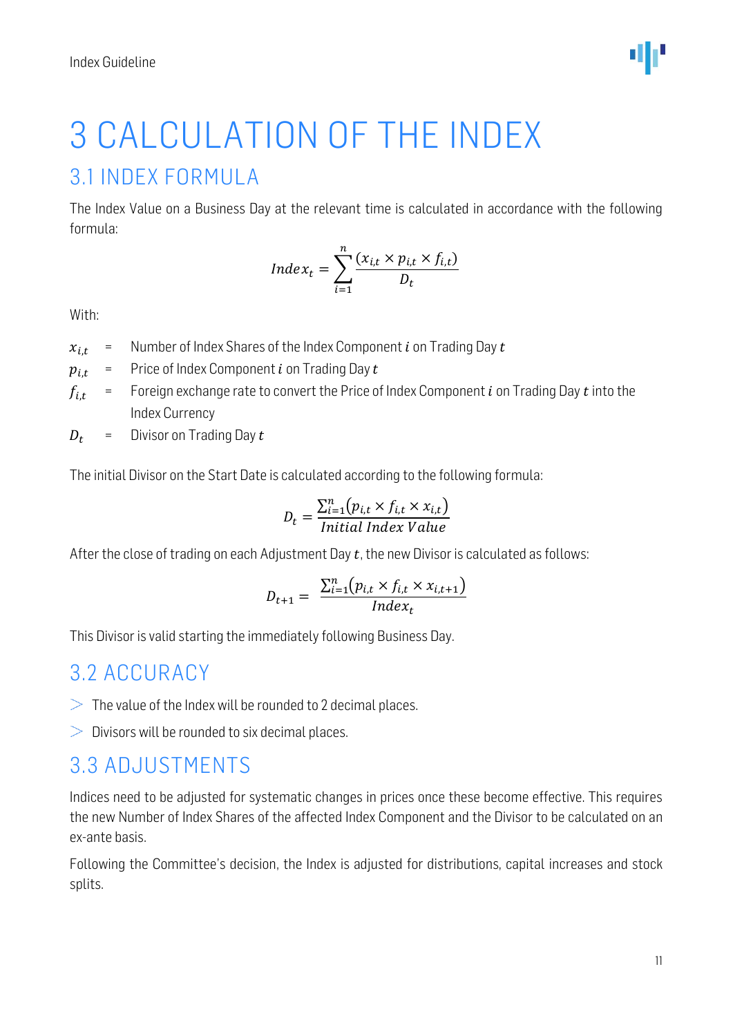# 3 CALCULATION OF THE INDEX

## 3.1 INDEX FORMULA

The Index Value on a Business Day at the relevant time is calculated in accordance with the following formula:

$$Index_t = \sum_{i=1}^{n} \frac{(x_{i,t} \times p_{i,t} \times f_{i,t})}{D_t}$$

With:

$x_{i,t}$ = Number of Index Shares of the Index Component $i$ on Trading Day $t$

$p_{i,t}$ = Price of Index Component $i$ on Trading Day $t$

$f_{i,t}$ = Foreign exchange rate to convert the Price of Index Component $i$ on Trading Day $t$ into the Index Currency

$D_t$ = Divisor on Trading Day $t$

The initial Divisor on the Start Date is calculated according to the following formula:

$$D_t = \frac{\sum_{i=1}^{n}(p_{i,t} \times f_{i,t} \times x_{i,t})}{Initial\ Index\ Value}$$

After the close of trading on each Adjustment Day $t$, the new Divisor is calculated as follows:

$$D_{t+1} = \frac{\sum_{i=1}^{n}(p_{i,t} \times f_{i,t} \times x_{i,t+1})}{Index_t}$$

This Divisor is valid starting the immediately following Business Day.

## 3.2 ACCURACY

- The value of the Index will be rounded to 2 decimal places.
- Divisors will be rounded to six decimal places.

## 3.3 ADJUSTMENTS

Indices need to be adjusted for systematic changes in prices once these become effective. This requires the new Number of Index Shares of the affected Index Component and the Divisor to be calculated on an ex-ante basis.

Following the Committee's decision, the Index is adjusted for distributions, capital increases and stock splits.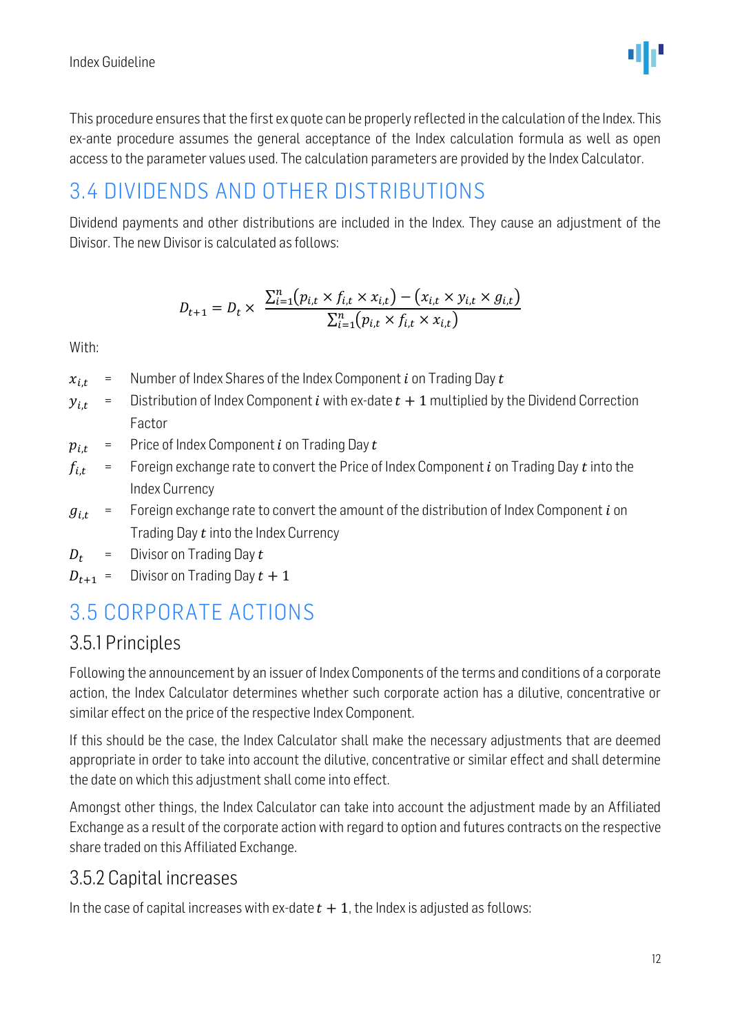This procedure ensures that the first ex quote can be properly reflected in the calculation of the Index. This ex-ante procedure assumes the general acceptance of the Index calculation formula as well as open access to the parameter values used. The calculation parameters are provided by the Index Calculator.

## 3.4 DIVIDENDS AND OTHER DISTRIBUTIONS

Dividend payments and other distributions are included in the Index. They cause an adjustment of the Divisor. The new Divisor is calculated as follows:

$$D_{t+1} = D_t \times \frac{\sum_{i=1}^{n}(p_{i,t} \times f_{i,t} \times x_{i,t}) - (x_{i,t} \times y_{i,t} \times g_{i,t})}{\sum_{i=1}^{n}(p_{i,t} \times f_{i,t} \times x_{i,t})}$$

With:

$x_{i,t}$ = Number of Index Shares of the Index Component $i$ on Trading Day $t$

$y_{i,t}$ = Distribution of Index Component $i$ with ex-date $t+1$ multiplied by the Dividend Correction Factor

$p_{i,t}$ = Price of Index Component $i$ on Trading Day $t$

$f_{i,t}$ = Foreign exchange rate to convert the Price of Index Component $i$ on Trading Day $t$ into the Index Currency

$g_{i,t}$ = Foreign exchange rate to convert the amount of the distribution of Index Component $i$ on Trading Day $t$ into the Index Currency

$D_t$ = Divisor on Trading Day $t$

$D_{t+1}$ = Divisor on Trading Day $t+1$

## 3.5 CORPORATE ACTIONS

### 3.5.1 Principles

Following the announcement by an issuer of Index Components of the terms and conditions of a corporate action, the Index Calculator determines whether such corporate action has a dilutive, concentrative or similar effect on the price of the respective Index Component.

If this should be the case, the Index Calculator shall make the necessary adjustments that are deemed appropriate in order to take into account the dilutive, concentrative or similar effect and shall determine the date on which this adjustment shall come into effect.

Amongst other things, the Index Calculator can take into account the adjustment made by an Affiliated Exchange as a result of the corporate action with regard to option and futures contracts on the respective share traded on this Affiliated Exchange.

### 3.5.2 Capital increases

In the case of capital increases with ex-date $t+1$, the Index is adjusted as follows: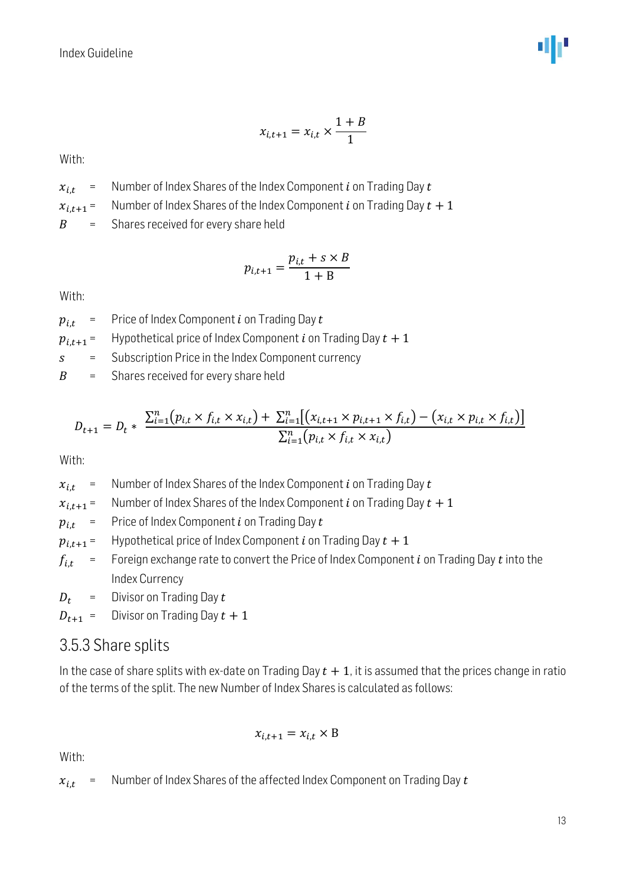$$x_{i,t+1} = x_{i,t} \times \frac{1+B}{1}$$

With:

$x_{i,t}$ = Number of Index Shares of the Index Component $i$ on Trading Day $t$
$x_{i,t+1}$ = Number of Index Shares of the Index Component $i$ on Trading Day $t+1$
$B$ = Shares received for every share held

$$p_{i,t+1} = \frac{p_{i,t} + s \times B}{1 + \mathrm{B}}$$

With:

$p_{i,t}$ = Price of Index Component $i$ on Trading Day $t$
$p_{i,t+1}$ = Hypothetical price of Index Component $i$ on Trading Day $t+1$
$s$ = Subscription Price in the Index Component currency
$B$ = Shares received for every share held

$$D_{t+1} = D_t * \frac{\sum_{i=1}^{n}(p_{i,t} \times f_{i,t} \times x_{i,t}) + \sum_{i=1}^{n}[(x_{i,t+1} \times p_{i,t+1} \times f_{i,t}) - (x_{i,t} \times p_{i,t} \times f_{i,t})]}{\sum_{i=1}^{n}(p_{i,t} \times f_{i,t} \times x_{i,t})}$$

With:

$x_{i,t}$ = Number of Index Shares of the Index Component $i$ on Trading Day $t$
$x_{i,t+1}$ = Number of Index Shares of the Index Component $i$ on Trading Day $t+1$
$p_{i,t}$ = Price of Index Component $i$ on Trading Day $t$
$p_{i,t+1}$ = Hypothetical price of Index Component $i$ on Trading Day $t+1$
$f_{i,t}$ = Foreign exchange rate to convert the Price of Index Component $i$ on Trading Day $t$ into the Index Currency
$D_t$ = Divisor on Trading Day $t$
$D_{t+1}$ = Divisor on Trading Day $t+1$

### 3.5.3 Share splits

In the case of share splits with ex-date on Trading Day $t+1$, it is assumed that the prices change in ratio of the terms of the split. The new Number of Index Shares is calculated as follows:

$$x_{i,t+1} = x_{i,t} \times \mathrm{B}$$

With:

$x_{i,t}$ = Number of Index Shares of the affected Index Component on Trading Day $t$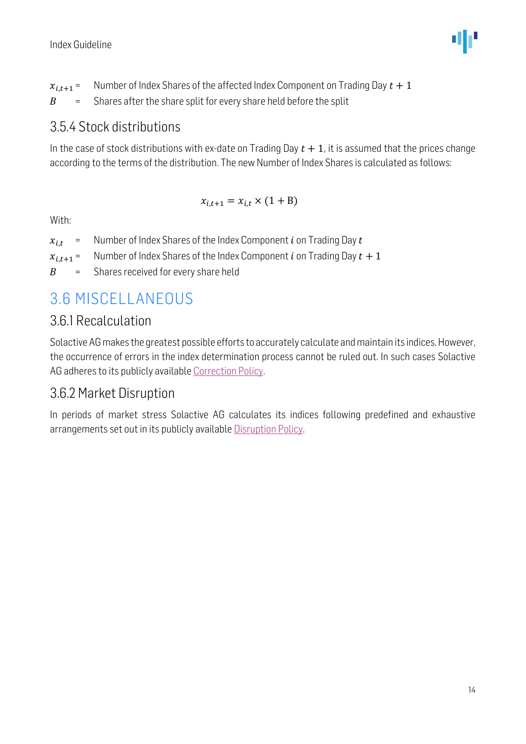$x_{i,t+1}$ = Number of Index Shares of the affected Index Component on Trading Day $t + 1$

$B$ = Shares after the share split for every share held before the split

### 3.5.4 Stock distributions

In the case of stock distributions with ex-date on Trading Day $t + 1$, it is assumed that the prices change according to the terms of the distribution. The new Number of Index Shares is calculated as follows:

$$x_{i,t+1} = x_{i,t} \times (1 + \mathrm{B})$$

With:

$x_{i,t}$ = Number of Index Shares of the Index Component $i$ on Trading Day $t$

$x_{i,t+1}$ = Number of Index Shares of the Index Component $i$ on Trading Day $t + 1$

$B$ = Shares received for every share held

## 3.6 MISCELLANEOUS

### 3.6.1 Recalculation

Solactive AG makes the greatest possible efforts to accurately calculate and maintain its indices. However, the occurrence of errors in the index determination process cannot be ruled out. In such cases Solactive AG adheres to its publicly available Correction Policy.

### 3.6.2 Market Disruption

In periods of market stress Solactive AG calculates its indices following predefined and exhaustive arrangements set out in its publicly available Disruption Policy.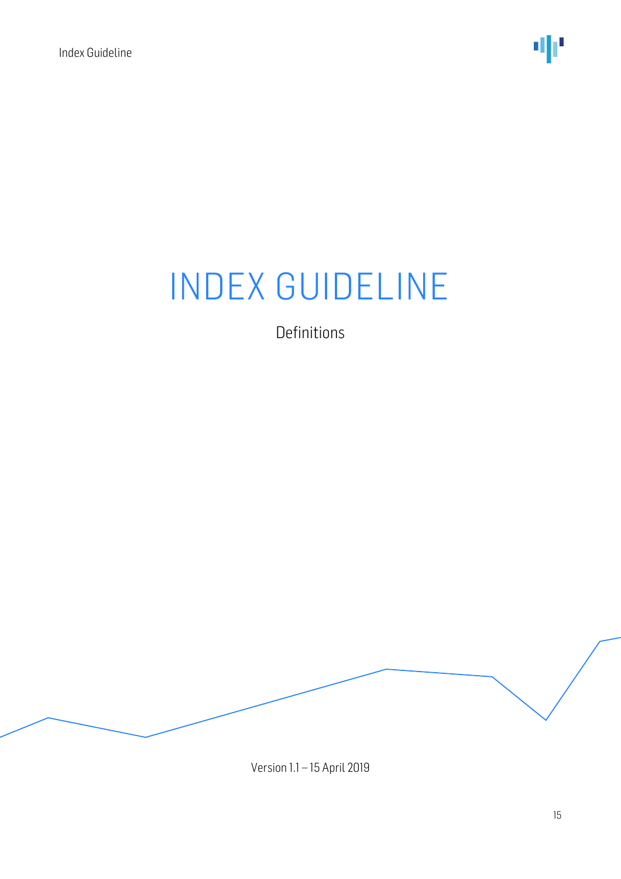# INDEX GUIDELINE

Definitions

Version 1.1 – 15 April 2019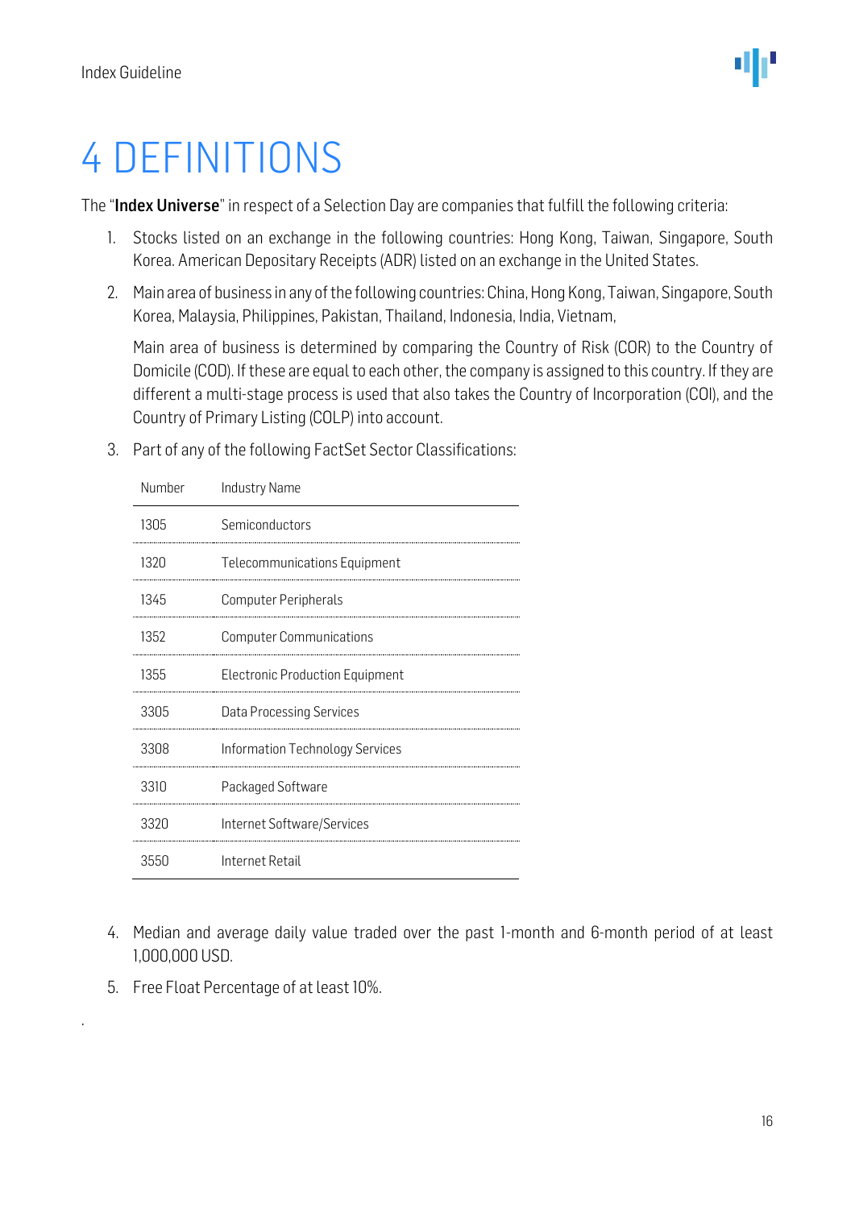# 4 DEFINITIONS

The "**Index Universe**" in respect of a Selection Day are companies that fulfill the following criteria:

1. Stocks listed on an exchange in the following countries: Hong Kong, Taiwan, Singapore, South Korea. American Depositary Receipts (ADR) listed on an exchange in the United States.
2. Main area of business in any of the following countries: China, Hong Kong, Taiwan, Singapore, South Korea, Malaysia, Philippines, Pakistan, Thailand, Indonesia, India, Vietnam,

   Main area of business is determined by comparing the Country of Risk (COR) to the Country of Domicile (COD). If these are equal to each other, the company is assigned to this country. If they are different a multi-stage process is used that also takes the Country of Incorporation (COI), and the Country of Primary Listing (COLP) into account.

3. Part of any of the following FactSet Sector Classifications:

| Number | Industry Name |
|---|---|
| 1305 | Semiconductors |
| 1320 | Telecommunications Equipment |
| 1345 | Computer Peripherals |
| 1352 | Computer Communications |
| 1355 | Electronic Production Equipment |
| 3305 | Data Processing Services |
| 3308 | Information Technology Services |
| 3310 | Packaged Software |
| 3320 | Internet Software/Services |
| 3550 | Internet Retail |

4. Median and average daily value traded over the past 1-month and 6-month period of at least 1,000,000 USD.
5. Free Float Percentage of at least 10%.

.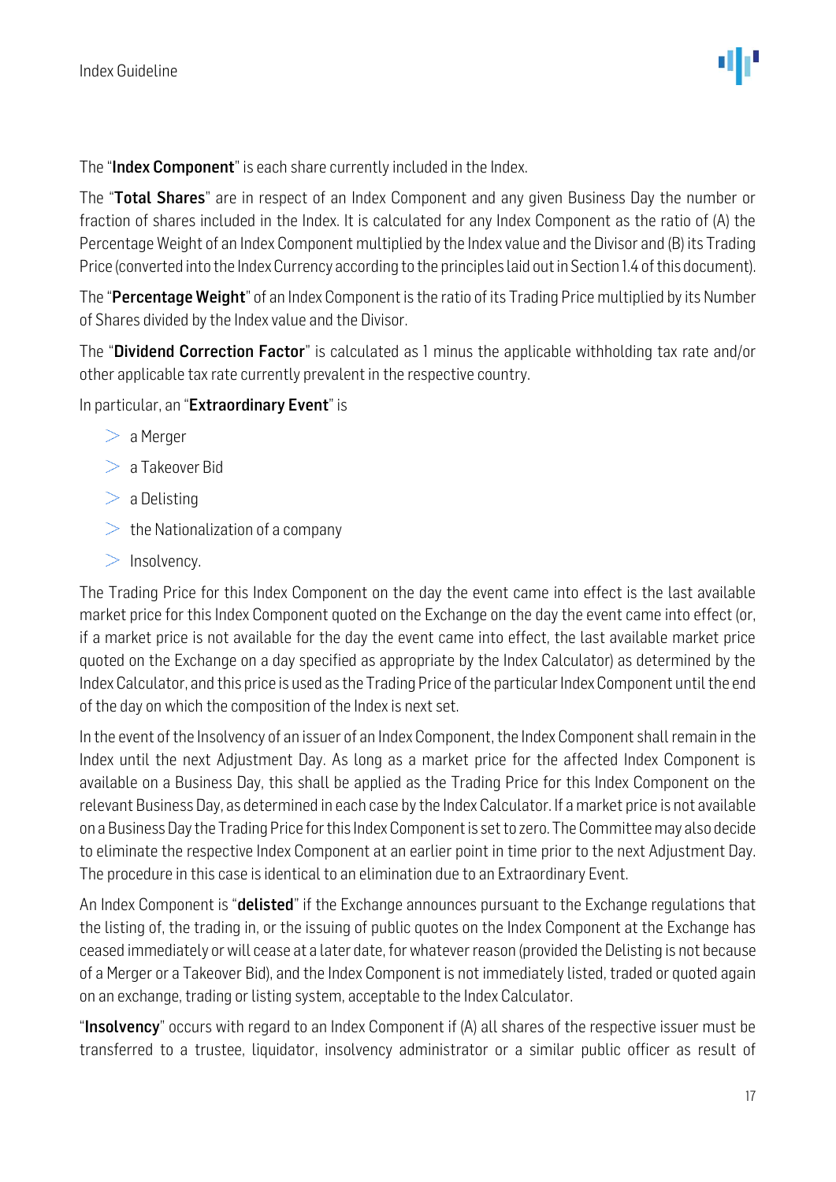The "**Index Component**" is each share currently included in the Index.

The "**Total Shares**" are in respect of an Index Component and any given Business Day the number or fraction of shares included in the Index. It is calculated for any Index Component as the ratio of (A) the Percentage Weight of an Index Component multiplied by the Index value and the Divisor and (B) its Trading Price (converted into the Index Currency according to the principles laid out in Section 1.4 of this document).

The "**Percentage Weight**" of an Index Component is the ratio of its Trading Price multiplied by its Number of Shares divided by the Index value and the Divisor.

The "**Dividend Correction Factor**" is calculated as 1 minus the applicable withholding tax rate and/or other applicable tax rate currently prevalent in the respective country.

In particular, an "**Extraordinary Event**" is

- a Merger
- a Takeover Bid
- a Delisting
- the Nationalization of a company
- Insolvency.

The Trading Price for this Index Component on the day the event came into effect is the last available market price for this Index Component quoted on the Exchange on the day the event came into effect (or, if a market price is not available for the day the event came into effect, the last available market price quoted on the Exchange on a day specified as appropriate by the Index Calculator) as determined by the Index Calculator, and this price is used as the Trading Price of the particular Index Component until the end of the day on which the composition of the Index is next set.

In the event of the Insolvency of an issuer of an Index Component, the Index Component shall remain in the Index until the next Adjustment Day. As long as a market price for the affected Index Component is available on a Business Day, this shall be applied as the Trading Price for this Index Component on the relevant Business Day, as determined in each case by the Index Calculator. If a market price is not available on a Business Day the Trading Price for this Index Component is set to zero. The Committee may also decide to eliminate the respective Index Component at an earlier point in time prior to the next Adjustment Day. The procedure in this case is identical to an elimination due to an Extraordinary Event.

An Index Component is "**delisted**" if the Exchange announces pursuant to the Exchange regulations that the listing of, the trading in, or the issuing of public quotes on the Index Component at the Exchange has ceased immediately or will cease at a later date, for whatever reason (provided the Delisting is not because of a Merger or a Takeover Bid), and the Index Component is not immediately listed, traded or quoted again on an exchange, trading or listing system, acceptable to the Index Calculator.

"**Insolvency**" occurs with regard to an Index Component if (A) all shares of the respective issuer must be transferred to a trustee, liquidator, insolvency administrator or a similar public officer as result of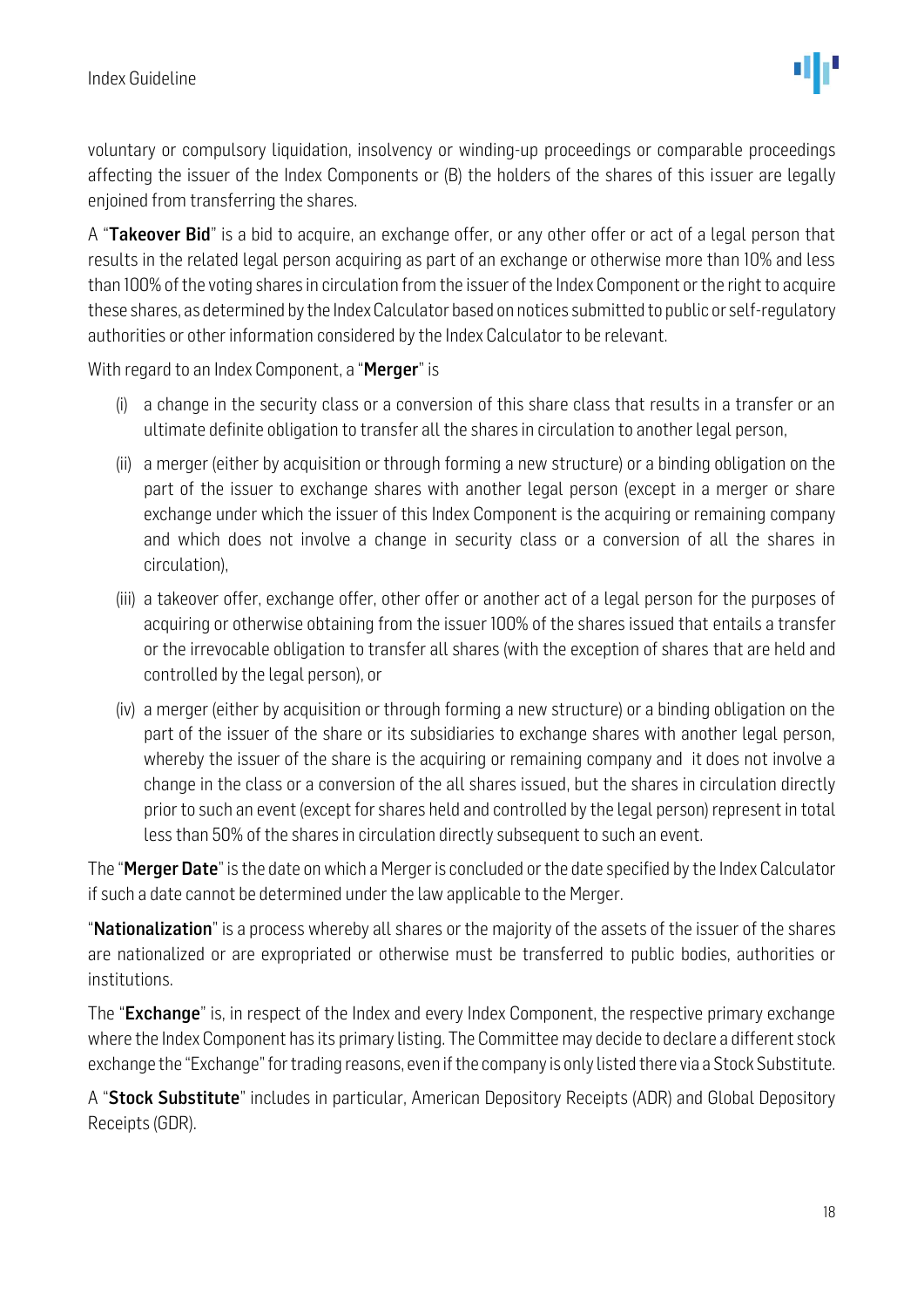voluntary or compulsory liquidation, insolvency or winding-up proceedings or comparable proceedings affecting the issuer of the Index Components or (B) the holders of the shares of this issuer are legally enjoined from transferring the shares.

A "**Takeover Bid**" is a bid to acquire, an exchange offer, or any other offer or act of a legal person that results in the related legal person acquiring as part of an exchange or otherwise more than 10% and less than 100% of the voting shares in circulation from the issuer of the Index Component or the right to acquire these shares, as determined by the Index Calculator based on notices submitted to public or self-regulatory authorities or other information considered by the Index Calculator to be relevant.

With regard to an Index Component, a "**Merger**" is

(i) a change in the security class or a conversion of this share class that results in a transfer or an ultimate definite obligation to transfer all the shares in circulation to another legal person,

(ii) a merger (either by acquisition or through forming a new structure) or a binding obligation on the part of the issuer to exchange shares with another legal person (except in a merger or share exchange under which the issuer of this Index Component is the acquiring or remaining company and which does not involve a change in security class or a conversion of all the shares in circulation),

(iii) a takeover offer, exchange offer, other offer or another act of a legal person for the purposes of acquiring or otherwise obtaining from the issuer 100% of the shares issued that entails a transfer or the irrevocable obligation to transfer all shares (with the exception of shares that are held and controlled by the legal person), or

(iv) a merger (either by acquisition or through forming a new structure) or a binding obligation on the part of the issuer of the share or its subsidiaries to exchange shares with another legal person, whereby the issuer of the share is the acquiring or remaining company and it does not involve a change in the class or a conversion of the all shares issued, but the shares in circulation directly prior to such an event (except for shares held and controlled by the legal person) represent in total less than 50% of the shares in circulation directly subsequent to such an event.

The "**Merger Date**" is the date on which a Merger is concluded or the date specified by the Index Calculator if such a date cannot be determined under the law applicable to the Merger.

"**Nationalization**" is a process whereby all shares or the majority of the assets of the issuer of the shares are nationalized or are expropriated or otherwise must be transferred to public bodies, authorities or institutions.

The "**Exchange**" is, in respect of the Index and every Index Component, the respective primary exchange where the Index Component has its primary listing. The Committee may decide to declare a different stock exchange the "Exchange" for trading reasons, even if the company is only listed there via a Stock Substitute.

A "**Stock Substitute**" includes in particular, American Depository Receipts (ADR) and Global Depository Receipts (GDR).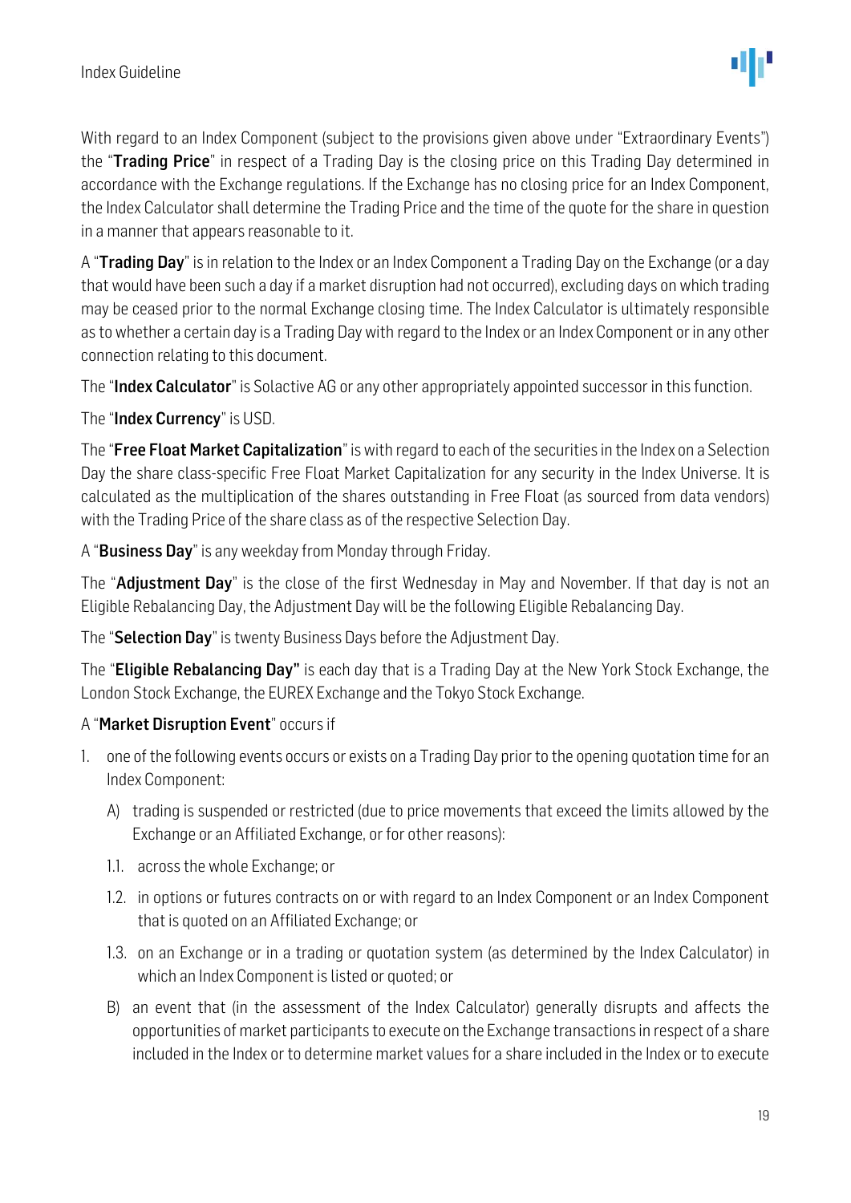With regard to an Index Component (subject to the provisions given above under "Extraordinary Events") the "**Trading Price**" in respect of a Trading Day is the closing price on this Trading Day determined in accordance with the Exchange regulations. If the Exchange has no closing price for an Index Component, the Index Calculator shall determine the Trading Price and the time of the quote for the share in question in a manner that appears reasonable to it.

A "**Trading Day**" is in relation to the Index or an Index Component a Trading Day on the Exchange (or a day that would have been such a day if a market disruption had not occurred), excluding days on which trading may be ceased prior to the normal Exchange closing time. The Index Calculator is ultimately responsible as to whether a certain day is a Trading Day with regard to the Index or an Index Component or in any other connection relating to this document.

The "**Index Calculator**" is Solactive AG or any other appropriately appointed successor in this function.

The "**Index Currency**" is USD.

The "**Free Float Market Capitalization**" is with regard to each of the securities in the Index on a Selection Day the share class-specific Free Float Market Capitalization for any security in the Index Universe. It is calculated as the multiplication of the shares outstanding in Free Float (as sourced from data vendors) with the Trading Price of the share class as of the respective Selection Day.

A "**Business Day**" is any weekday from Monday through Friday.

The "**Adjustment Day**" is the close of the first Wednesday in May and November. If that day is not an Eligible Rebalancing Day, the Adjustment Day will be the following Eligible Rebalancing Day.

The "**Selection Day**" is twenty Business Days before the Adjustment Day.

The "**Eligible Rebalancing Day"** is each day that is a Trading Day at the New York Stock Exchange, the London Stock Exchange, the EUREX Exchange and the Tokyo Stock Exchange.

A "**Market Disruption Event**" occurs if

1. one of the following events occurs or exists on a Trading Day prior to the opening quotation time for an Index Component:
   - A) trading is suspended or restricted (due to price movements that exceed the limits allowed by the Exchange or an Affiliated Exchange, or for other reasons):
   - 1.1. across the whole Exchange; or
   - 1.2. in options or futures contracts on or with regard to an Index Component or an Index Component that is quoted on an Affiliated Exchange; or
   - 1.3. on an Exchange or in a trading or quotation system (as determined by the Index Calculator) in which an Index Component is listed or quoted; or
   - B) an event that (in the assessment of the Index Calculator) generally disrupts and affects the opportunities of market participants to execute on the Exchange transactions in respect of a share included in the Index or to determine market values for a share included in the Index or to execute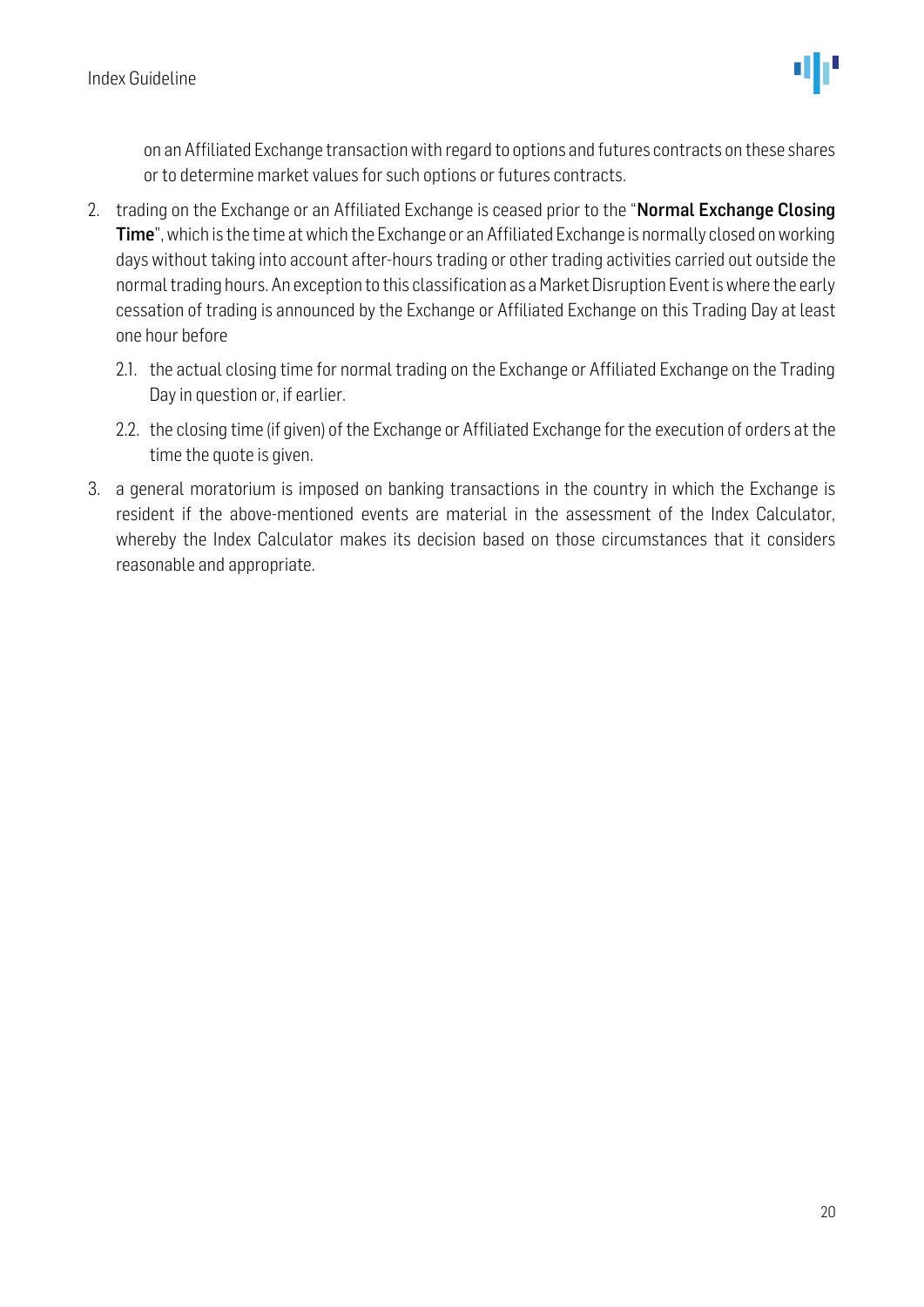on an Affiliated Exchange transaction with regard to options and futures contracts on these shares or to determine market values for such options or futures contracts.

2. trading on the Exchange or an Affiliated Exchange is ceased prior to the "**Normal Exchange Closing Time**", which is the time at which the Exchange or an Affiliated Exchange is normally closed on working days without taking into account after-hours trading or other trading activities carried out outside the normal trading hours. An exception to this classification as a Market Disruption Event is where the early cessation of trading is announced by the Exchange or Affiliated Exchange on this Trading Day at least one hour before

   2.1. the actual closing time for normal trading on the Exchange or Affiliated Exchange on the Trading Day in question or, if earlier.

   2.2. the closing time (if given) of the Exchange or Affiliated Exchange for the execution of orders at the time the quote is given.

3. a general moratorium is imposed on banking transactions in the country in which the Exchange is resident if the above-mentioned events are material in the assessment of the Index Calculator, whereby the Index Calculator makes its decision based on those circumstances that it considers reasonable and appropriate.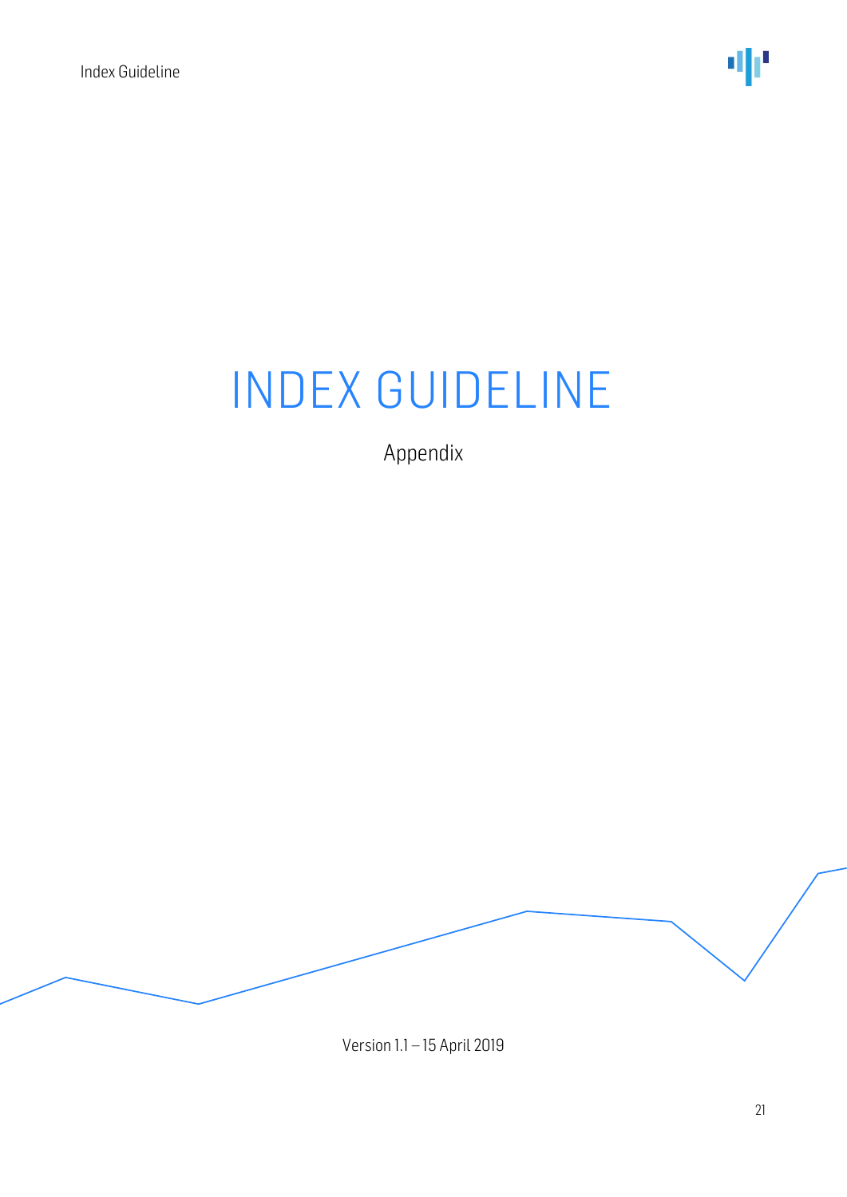# INDEX GUIDELINE

Appendix

Version 1.1 – 15 April 2019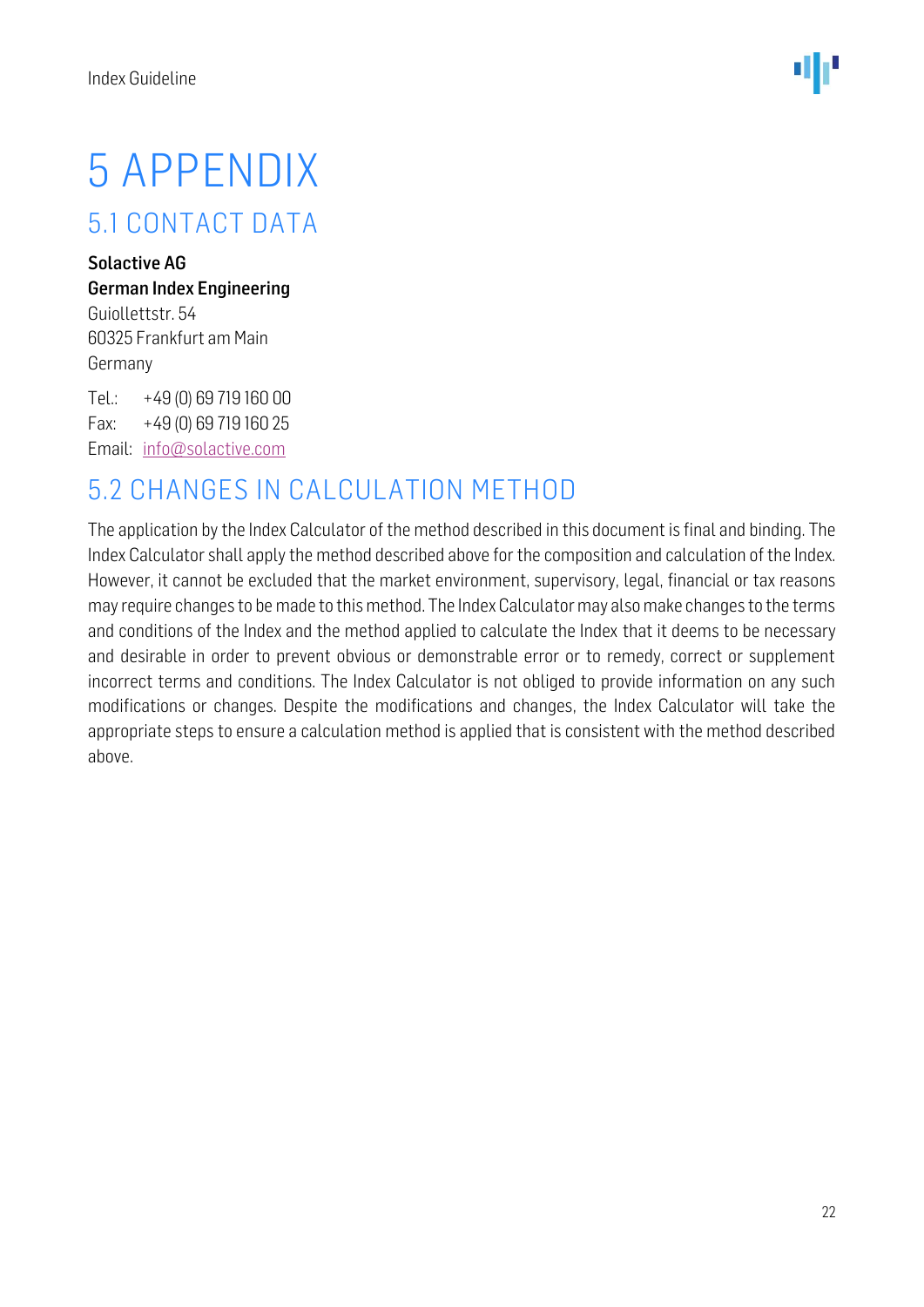# 5 APPENDIX

## 5.1 CONTACT DATA

**Solactive AG**
**German Index Engineering**
Guiollettstr. 54
60325 Frankfurt am Main
Germany

Tel.: +49 (0) 69 719 160 00
Fax: +49 (0) 69 719 160 25
Email: info@solactive.com

## 5.2 CHANGES IN CALCULATION METHOD

The application by the Index Calculator of the method described in this document is final and binding. The Index Calculator shall apply the method described above for the composition and calculation of the Index. However, it cannot be excluded that the market environment, supervisory, legal, financial or tax reasons may require changes to be made to this method. The Index Calculator may also make changes to the terms and conditions of the Index and the method applied to calculate the Index that it deems to be necessary and desirable in order to prevent obvious or demonstrable error or to remedy, correct or supplement incorrect terms and conditions. The Index Calculator is not obliged to provide information on any such modifications or changes. Despite the modifications and changes, the Index Calculator will take the appropriate steps to ensure a calculation method is applied that is consistent with the method described above.